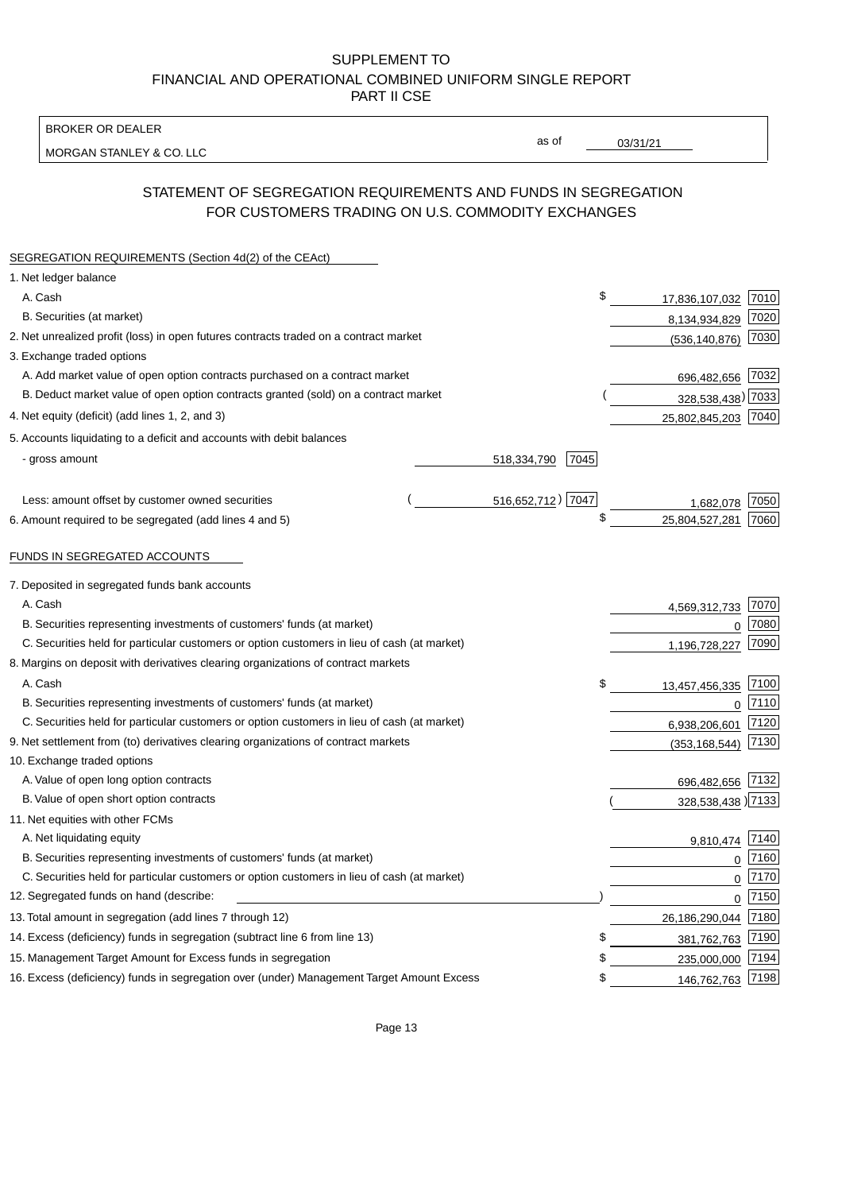# SUPPLEMENT TO
# FINANCIAL AND OPERATIONAL COMBINED UNIFORM SINGLE REPORT
# PART II CSE

BROKER OR DEALER

MORGAN STANLEY & CO. LLC

as of 03/31/21

## STATEMENT OF SEGREGATION REQUIREMENTS AND FUNDS IN SEGREGATION FOR CUSTOMERS TRADING ON U.S. COMMODITY EXCHANGES

### SEGREGATION REQUIREMENTS (Section 4d(2) of the CEAct)

| | | | | |
|---|---|---|---|---|
| 1. Net ledger balance | | | | |
| A. Cash | | | $ 17,836,107,032 | 7010 |
| B. Securities (at market) | | | 8,134,934,829 | 7020 |
| 2. Net unrealized profit (loss) in open futures contracts traded on a contract market | | | (536,140,876) | 7030 |
| 3. Exchange traded options | | | | |
| A. Add market value of open option contracts purchased on a contract market | | | 696,482,656 | 7032 |
| B. Deduct market value of open option contracts granted (sold) on a contract market | | | ( 328,538,438) | 7033 |
| 4. Net equity (deficit) (add lines 1, 2, and 3) | | | 25,802,845,203 | 7040 |
| 5. Accounts liquidating to a deficit and accounts with debit balances | | | | |
| - gross amount | 518,334,790 | 7045 | | |
| Less: amount offset by customer owned securities | ( 516,652,712) | 7047 | 1,682,078 | 7050 |
| 6. Amount required to be segregated (add lines 4 and 5) | | | $ 25,804,527,281 | 7060 |

### FUNDS IN SEGREGATED ACCOUNTS

| | | |
|---|---|---|
| 7. Deposited in segregated funds bank accounts | | |
| A. Cash | 4,569,312,733 | 7070 |
| B. Securities representing investments of customers' funds (at market) | 0 | 7080 |
| C. Securities held for particular customers or option customers in lieu of cash (at market) | 1,196,728,227 | 7090 |
| 8. Margins on deposit with derivatives clearing organizations of contract markets | | |
| A. Cash | $ 13,457,456,335 | 7100 |
| B. Securities representing investments of customers' funds (at market) | 0 | 7110 |
| C. Securities held for particular customers or option customers in lieu of cash (at market) | 6,938,206,601 | 7120 |
| 9. Net settlement from (to) derivatives clearing organizations of contract markets | (353,168,544) | 7130 |
| 10. Exchange traded options | | |
| A. Value of open long option contracts | 696,482,656 | 7132 |
| B. Value of open short option contracts | ( 328,538,438 ) | 7133 |
| 11. Net equities with other FCMs | | |
| A. Net liquidating equity | 9,810,474 | 7140 |
| B. Securities representing investments of customers' funds (at market) | 0 | 7160 |
| C. Securities held for particular customers or option customers in lieu of cash (at market) | 0 | 7170 |
| 12. Segregated funds on hand (describe: ) | 0 | 7150 |
| 13. Total amount in segregation (add lines 7 through 12) | 26,186,290,044 | 7180 |
| 14. Excess (deficiency) funds in segregation (subtract line 6 from line 13) | $ 381,762,763 | 7190 |
| 15. Management Target Amount for Excess funds in segregation | $ 235,000,000 | 7194 |
| 16. Excess (deficiency) funds in segregation over (under) Management Target Amount Excess | $ 146,762,763 | 7198 |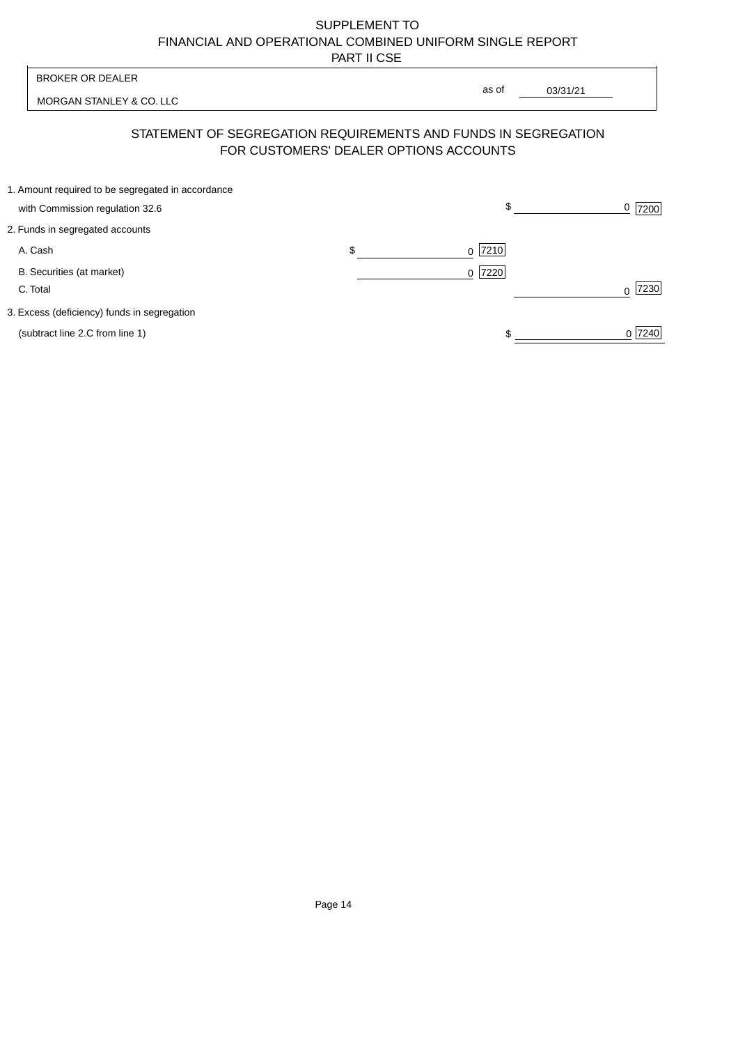SUPPLEMENT TO
FINANCIAL AND OPERATIONAL COMBINED UNIFORM SINGLE REPORT
PART II CSE

BROKER OR DEALER

MORGAN STANLEY & CO. LLC

as of 03/31/21

## STATEMENT OF SEGREGATION REQUIREMENTS AND FUNDS IN SEGREGATION FOR CUSTOMERS' DEALER OPTIONS ACCOUNTS

| | | | | |
|---|---|---|---|---|
| 1. Amount required to be segregated in accordance with Commission regulation 32.6 | | | $ 0 | 7200 |
| 2. Funds in segregated accounts | | | | |
| A. Cash | $ 0 | 7210 | | |
| B. Securities (at market) | 0 | 7220 | | |
| C. Total | | | 0 | 7230 |
| 3. Excess (deficiency) funds in segregation (subtract line 2.C from line 1) | | | $ 0 | 7240 |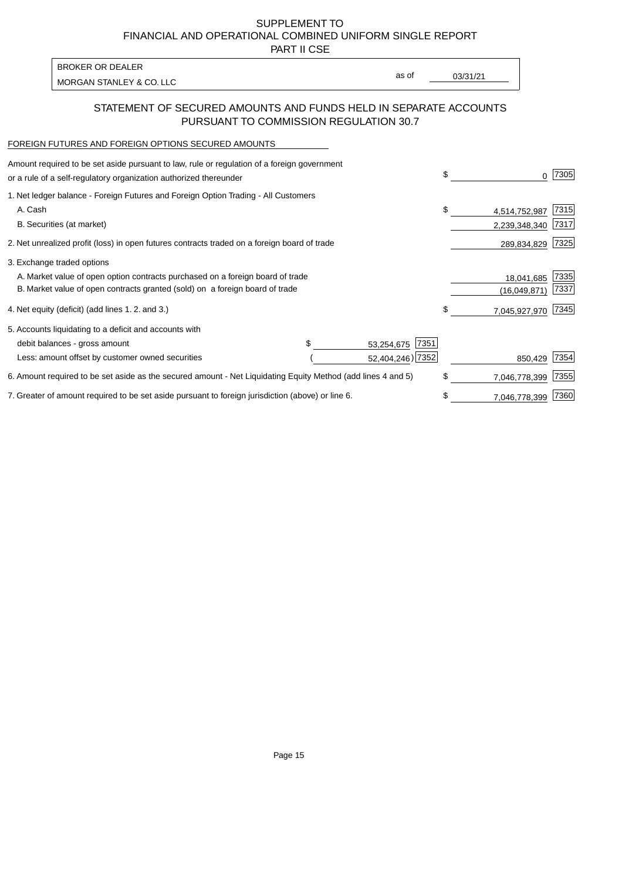SUPPLEMENT TO
FINANCIAL AND OPERATIONAL COMBINED UNIFORM SINGLE REPORT
PART II CSE

| BROKER OR DEALER | | |
|---|---|---|
| MORGAN STANLEY & CO. LLC | as of | 03/31/21 |

## STATEMENT OF SECURED AMOUNTS AND FUNDS HELD IN SEPARATE ACCOUNTS PURSUANT TO COMMISSION REGULATION 30.7

FOREIGN FUTURES AND FOREIGN OPTIONS SECURED AMOUNTS

| Item | | | | Amount | Code |
|---|---|---|---|---|---|
| Amount required to be set aside pursuant to law, rule or regulation of a foreign government or a rule of a self-regulatory organization authorized thereunder | | | | $ 0 | 7305 |
| 1. Net ledger balance - Foreign Futures and Foreign Option Trading - All Customers | | | | | |
| A. Cash | | | | $ 4,514,752,987 | 7315 |
| B. Securities (at market) | | | | 2,239,348,340 | 7317 |
| 2. Net unrealized profit (loss) in open futures contracts traded on a foreign board of trade | | | | 289,834,829 | 7325 |
| 3. Exchange traded options | | | | | |
| A. Market value of open option contracts purchased on a foreign board of trade | | | | 18,041,685 | 7335 |
| B. Market value of open contracts granted (sold) on a foreign board of trade | | | | (16,049,871) | 7337 |
| 4. Net equity (deficit) (add lines 1. 2. and 3.) | | | | $ 7,045,927,970 | 7345 |
| 5. Accounts liquidating to a deficit and accounts with | | | | | |
| debit balances - gross amount | $ | 53,254,675 | 7351 | | |
| Less: amount offset by customer owned securities | ( | 52,404,246) | 7352 | 850,429 | 7354 |
| 6. Amount required to be set aside as the secured amount - Net Liquidating Equity Method (add lines 4 and 5) | | | | $ 7,046,778,399 | 7355 |
| 7. Greater of amount required to be set aside pursuant to foreign jurisdiction (above) or line 6. | | | | $ 7,046,778,399 | 7360 |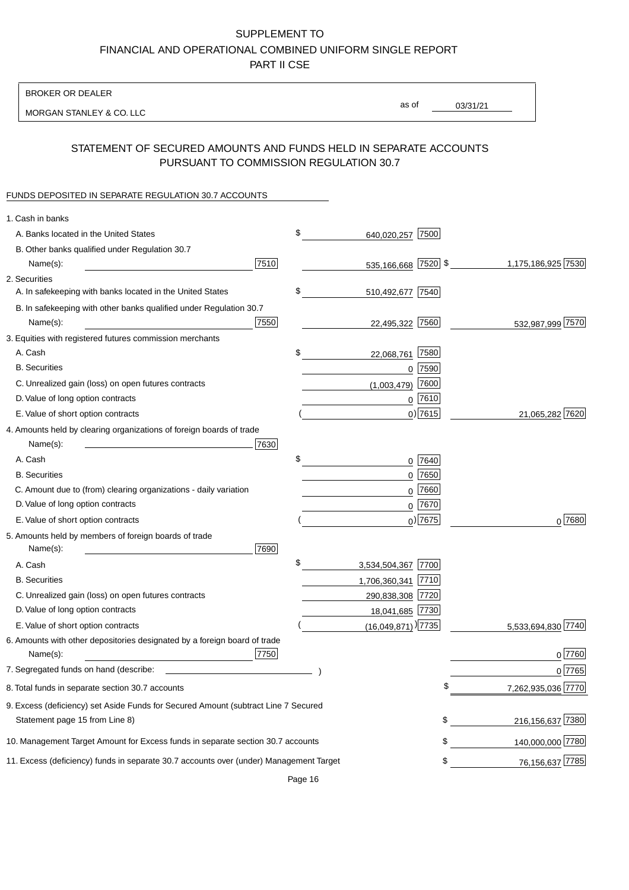SUPPLEMENT TO
FINANCIAL AND OPERATIONAL COMBINED UNIFORM SINGLE REPORT
PART II CSE

BROKER OR DEALER
MORGAN STANLEY & CO. LLC

as of 03/31/21

## STATEMENT OF SECURED AMOUNTS AND FUNDS HELD IN SEPARATE ACCOUNTS PURSUANT TO COMMISSION REGULATION 30.7

FUNDS DEPOSITED IN SEPARATE REGULATION 30.7 ACCOUNTS

| | | | | |
|---|---|---|---|---|
| 1. Cash in banks | | | | |
| A. Banks located in the United States | | $ 640,020,257 | 7500 | |
| B. Other banks qualified under Regulation 30.7 Name(s): | 7510 | 535,166,668 | 7520 | $ 1,175,186,925 7530 |
| 2. Securities | | | | |
| A. In safekeeping with banks located in the United States | | $ 510,492,677 | 7540 | |
| B. In safekeeping with other banks qualified under Regulation 30.7 Name(s): | 7550 | 22,495,322 | 7560 | 532,987,999 7570 |
| 3. Equities with registered futures commission merchants | | | | |
| A. Cash | | $ 22,068,761 | 7580 | |
| B. Securities | | 0 | 7590 | |
| C. Unrealized gain (loss) on open futures contracts | | (1,003,479) | 7600 | |
| D. Value of long option contracts | | 0 | 7610 | |
| E. Value of short option contracts | | ( 0) | 7615 | 21,065,282 7620 |
| 4. Amounts held by clearing organizations of foreign boards of trade Name(s): | 7630 | | | |
| A. Cash | | $ 0 | 7640 | |
| B. Securities | | 0 | 7650 | |
| C. Amount due to (from) clearing organizations - daily variation | | 0 | 7660 | |
| D. Value of long option contracts | | 0 | 7670 | |
| E. Value of short option contracts | | ( 0) | 7675 | 0 7680 |
| 5. Amounts held by members of foreign boards of trade Name(s): | 7690 | | | |
| A. Cash | | $ 3,534,504,367 | 7700 | |
| B. Securities | | 1,706,360,341 | 7710 | |
| C. Unrealized gain (loss) on open futures contracts | | 290,838,308 | 7720 | |
| D. Value of long option contracts | | 18,041,685 | 7730 | |
| E. Value of short option contracts | | ( (16,049,871) ) | 7735 | 5,533,694,830 7740 |
| 6. Amounts with other depositories designated by a foreign board of trade Name(s): | 7750 | | | 0 7760 |
| 7. Segregated funds on hand (describe: ) | | | | 0 7765 |
| 8. Total funds in separate section 30.7 accounts | | | | $ 7,262,935,036 7770 |
| 9. Excess (deficiency) set Aside Funds for Secured Amount (subtract Line 7 Secured Statement page 15 from Line 8) | | | | $ 216,156,637 7380 |
| 10. Management Target Amount for Excess funds in separate section 30.7 accounts | | | | $ 140,000,000 7780 |
| 11. Excess (deficiency) funds in separate 30.7 accounts over (under) Management Target | | | | $ 76,156,637 7785 |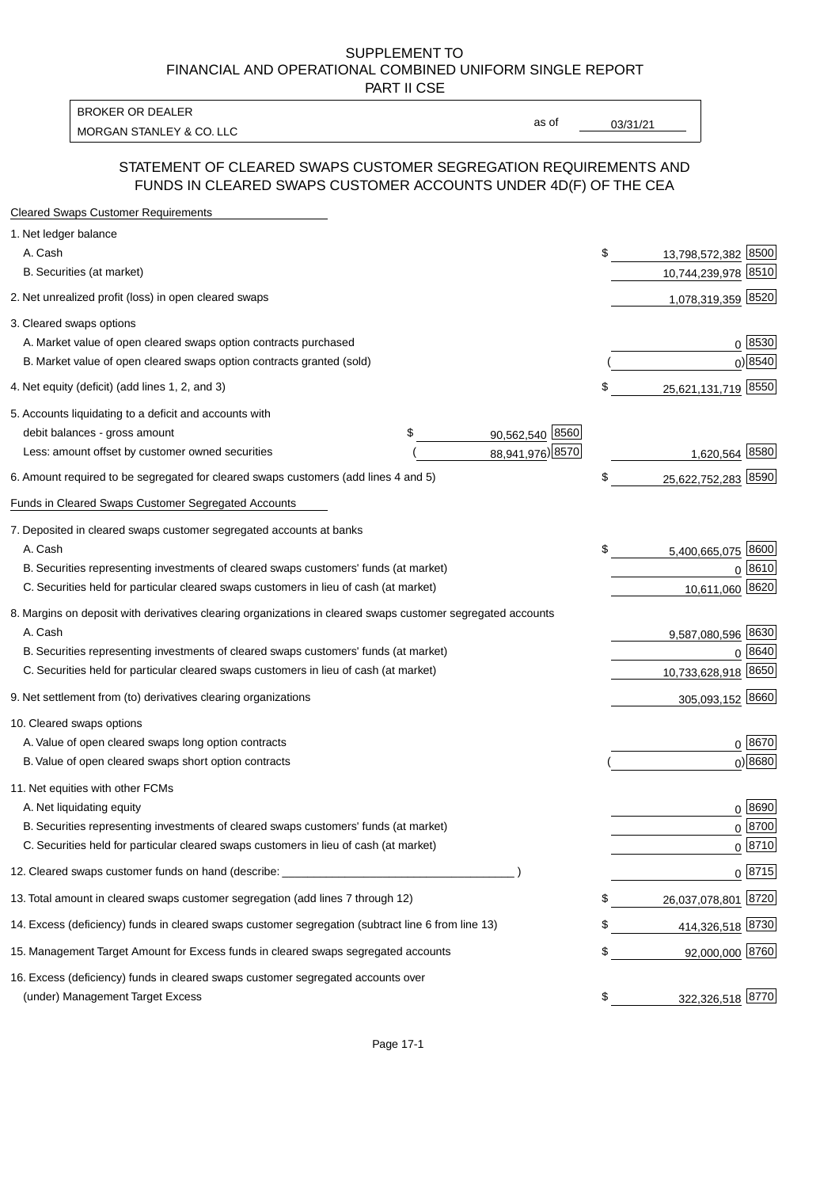SUPPLEMENT TO
FINANCIAL AND OPERATIONAL COMBINED UNIFORM SINGLE REPORT
PART II CSE

BROKER OR DEALER
MORGAN STANLEY & CO. LLC

as of 03/31/21

## STATEMENT OF CLEARED SWAPS CUSTOMER SEGREGATION REQUIREMENTS AND FUNDS IN CLEARED SWAPS CUSTOMER ACCOUNTS UNDER 4D(F) OF THE CEA

| | | | | |
|---|---|---|---|---|
| **Cleared Swaps Customer Requirements** | | | | |
| 1. Net ledger balance | | | | |
| A. Cash | | | $ 13,798,572,382 | 8500 |
| B. Securities (at market) | | | 10,744,239,978 | 8510 |
| 2. Net unrealized profit (loss) in open cleared swaps | | | 1,078,319,359 | 8520 |
| 3. Cleared swaps options | | | | |
| A. Market value of open cleared swaps option contracts purchased | | | 0 | 8530 |
| B. Market value of open cleared swaps option contracts granted (sold) | | | ( 0) | 8540 |
| 4. Net equity (deficit) (add lines 1, 2, and 3) | | | $ 25,621,131,719 | 8550 |
| 5. Accounts liquidating to a deficit and accounts with | | | | |
| debit balances - gross amount | $ 90,562,540 | 8560 | | |
| Less: amount offset by customer owned securities | ( 88,941,976) | 8570 | 1,620,564 | 8580 |
| 6. Amount required to be segregated for cleared swaps customers (add lines 4 and 5) | | | $ 25,622,752,283 | 8590 |
| **Funds in Cleared Swaps Customer Segregated Accounts** | | | | |
| 7. Deposited in cleared swaps customer segregated accounts at banks | | | | |
| A. Cash | | | $ 5,400,665,075 | 8600 |
| B. Securities representing investments of cleared swaps customers' funds (at market) | | | 0 | 8610 |
| C. Securities held for particular cleared swaps customers in lieu of cash (at market) | | | 10,611,060 | 8620 |
| 8. Margins on deposit with derivatives clearing organizations in cleared swaps customer segregated accounts | | | | |
| A. Cash | | | 9,587,080,596 | 8630 |
| B. Securities representing investments of cleared swaps customers' funds (at market) | | | 0 | 8640 |
| C. Securities held for particular cleared swaps customers in lieu of cash (at market) | | | 10,733,628,918 | 8650 |
| 9. Net settlement from (to) derivatives clearing organizations | | | 305,093,152 | 8660 |
| 10. Cleared swaps options | | | | |
| A. Value of open cleared swaps long option contracts | | | 0 | 8670 |
| B. Value of open cleared swaps short option contracts | | | ( 0) | 8680 |
| 11. Net equities with other FCMs | | | | |
| A. Net liquidating equity | | | 0 | 8690 |
| B. Securities representing investments of cleared swaps customers' funds (at market) | | | 0 | 8700 |
| C. Securities held for particular cleared swaps customers in lieu of cash (at market) | | | 0 | 8710 |
| 12. Cleared swaps customer funds on hand (describe: ____________________ ) | | | 0 | 8715 |
| 13. Total amount in cleared swaps customer segregation (add lines 7 through 12) | | | $ 26,037,078,801 | 8720 |
| 14. Excess (deficiency) funds in cleared swaps customer segregation (subtract line 6 from line 13) | | | $ 414,326,518 | 8730 |
| 15. Management Target Amount for Excess funds in cleared swaps segregated accounts | | | $ 92,000,000 | 8760 |
| 16. Excess (deficiency) funds in cleared swaps customer segregated accounts over (under) Management Target Excess | | | $ 322,326,518 | 8770 |